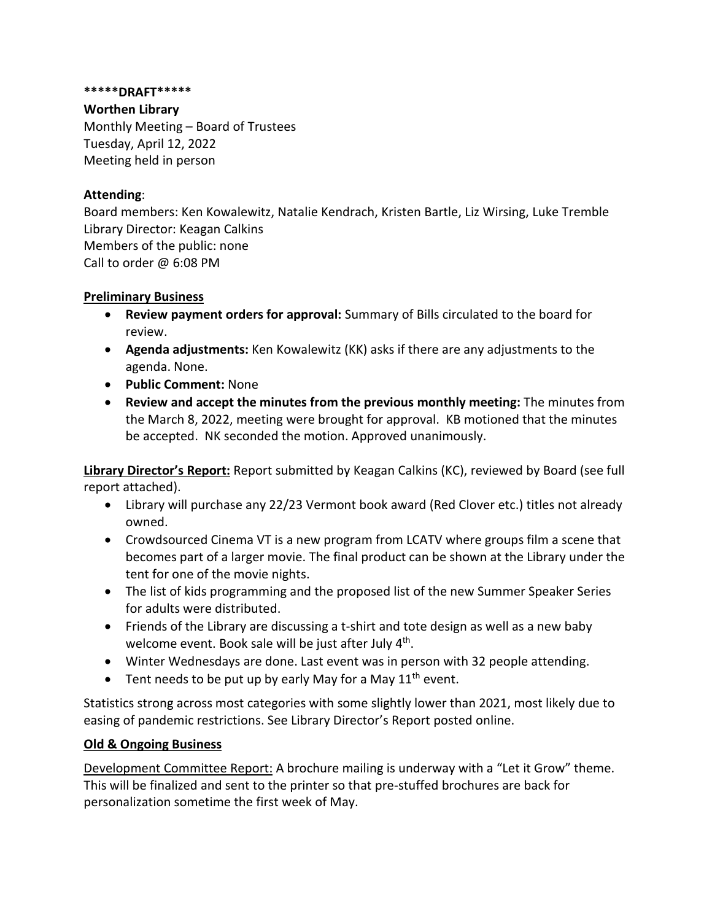**\*\*\*\*\*DRAFT\*\*\*\*\***

**Worthen Library**
Monthly Meeting – Board of Trustees
Tuesday, April 12, 2022
Meeting held in person

**Attending**:
Board members: Ken Kowalewitz, Natalie Kendrach, Kristen Bartle, Liz Wirsing, Luke Tremble
Library Director: Keagan Calkins
Members of the public: none
Call to order @ 6:08 PM

**<u>Preliminary Business</u>**

- **Review payment orders for approval:** Summary of Bills circulated to the board for review.
- **Agenda adjustments:** Ken Kowalewitz (KK) asks if there are any adjustments to the agenda. None.
- **Public Comment:** None
- **Review and accept the minutes from the previous monthly meeting:** The minutes from the March 8, 2022, meeting were brought for approval. KB motioned that the minutes be accepted. NK seconded the motion. Approved unanimously.

**<u>Library Director's Report:</u>** Report submitted by Keagan Calkins (KC), reviewed by Board (see full report attached).

- Library will purchase any 22/23 Vermont book award (Red Clover etc.) titles not already owned.
- Crowdsourced Cinema VT is a new program from LCATV where groups film a scene that becomes part of a larger movie. The final product can be shown at the Library under the tent for one of the movie nights.
- The list of kids programming and the proposed list of the new Summer Speaker Series for adults were distributed.
- Friends of the Library are discussing a t-shirt and tote design as well as a new baby welcome event. Book sale will be just after July 4th.
- Winter Wednesdays are done. Last event was in person with 32 people attending.
- Tent needs to be put up by early May for a May 11th event.

Statistics strong across most categories with some slightly lower than 2021, most likely due to easing of pandemic restrictions. See Library Director's Report posted online.

**<u>Old & Ongoing Business</u>**

<u>Development Committee Report:</u> A brochure mailing is underway with a "Let it Grow" theme. This will be finalized and sent to the printer so that pre-stuffed brochures are back for personalization sometime the first week of May.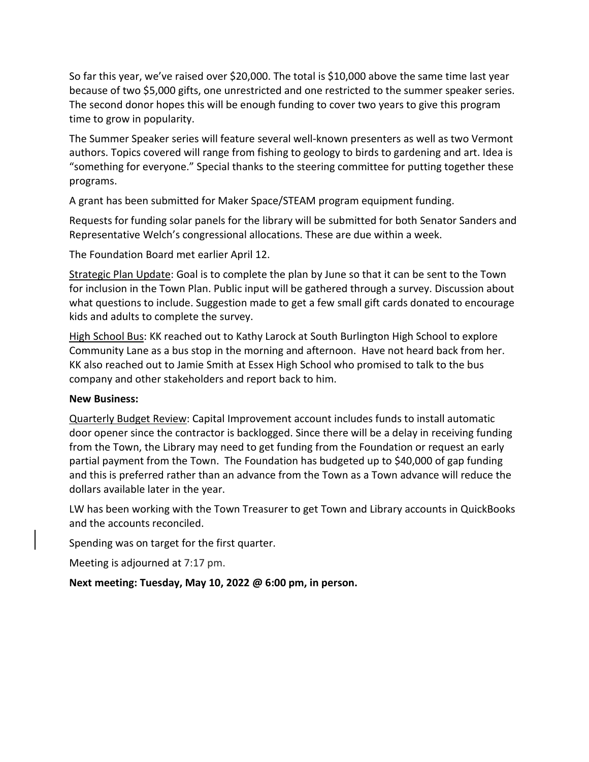So far this year, we've raised over $20,000. The total is $10,000 above the same time last year because of two $5,000 gifts, one unrestricted and one restricted to the summer speaker series. The second donor hopes this will be enough funding to cover two years to give this program time to grow in popularity.

The Summer Speaker series will feature several well-known presenters as well as two Vermont authors. Topics covered will range from fishing to geology to birds to gardening and art. Idea is "something for everyone." Special thanks to the steering committee for putting together these programs.

A grant has been submitted for Maker Space/STEAM program equipment funding.

Requests for funding solar panels for the library will be submitted for both Senator Sanders and Representative Welch's congressional allocations. These are due within a week.

The Foundation Board met earlier April 12.

Strategic Plan Update: Goal is to complete the plan by June so that it can be sent to the Town for inclusion in the Town Plan. Public input will be gathered through a survey. Discussion about what questions to include. Suggestion made to get a few small gift cards donated to encourage kids and adults to complete the survey.

High School Bus: KK reached out to Kathy Larock at South Burlington High School to explore Community Lane as a bus stop in the morning and afternoon. Have not heard back from her. KK also reached out to Jamie Smith at Essex High School who promised to talk to the bus company and other stakeholders and report back to him.

**New Business:**

Quarterly Budget Review: Capital Improvement account includes funds to install automatic door opener since the contractor is backlogged. Since there will be a delay in receiving funding from the Town, the Library may need to get funding from the Foundation or request an early partial payment from the Town. The Foundation has budgeted up to $40,000 of gap funding and this is preferred rather than an advance from the Town as a Town advance will reduce the dollars available later in the year.

LW has been working with the Town Treasurer to get Town and Library accounts in QuickBooks and the accounts reconciled.

Spending was on target for the first quarter.

Meeting is adjourned at 7:17 pm.

**Next meeting: Tuesday, May 10, 2022 @ 6:00 pm, in person.**